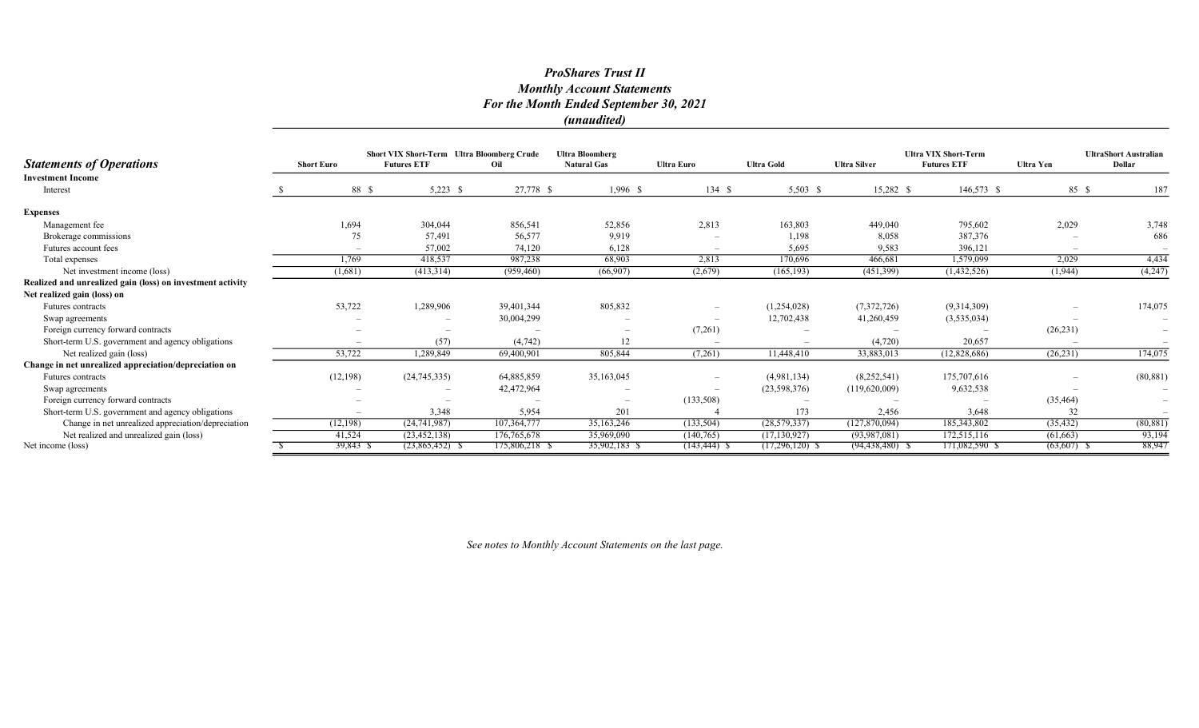# *ProShares Trust II*
## *Monthly Account Statements*
## *For the Month Ended September 30, 2021*
## *(unaudited)*

| ***Statements of Operations*** | Short Euro | Short VIX Short-Term Futures ETF | Ultra Bloomberg Crude Oil | Ultra Bloomberg Natural Gas | Ultra Euro | Ultra Gold | Ultra Silver | Ultra VIX Short-Term Futures ETF | Ultra Yen | UltraShort Australian Dollar |
|---|---|---|---|---|---|---|---|---|---|---|
| **Investment Income** | | | | | | | | | | |
| Interest | $ 88 | $ 5,223 | $ 27,778 | $ 1,996 | $ 134 | $ 5,503 | $ 15,282 | $ 146,573 | $ 85 | $ 187 |
| **Expenses** | | | | | | | | | | |
| Management fee | 1,694 | 304,044 | 856,541 | 52,856 | 2,813 | 163,803 | 449,040 | 795,602 | 2,029 | 3,748 |
| Brokerage commissions | 75 | 57,491 | 56,577 | 9,919 | – | 1,198 | 8,058 | 387,376 | – | 686 |
| Futures account fees | – | 57,002 | 74,120 | 6,128 | – | 5,695 | 9,583 | 396,121 | – | – |
| Total expenses | 1,769 | 418,537 | 987,238 | 68,903 | 2,813 | 170,696 | 466,681 | 1,579,099 | 2,029 | 4,434 |
| Net investment income (loss) | (1,681) | (413,314) | (959,460) | (66,907) | (2,679) | (165,193) | (451,399) | (1,432,526) | (1,944) | (4,247) |
| **Realized and unrealized gain (loss) on investment activity** | | | | | | | | | | |
| **Net realized gain (loss) on** | | | | | | | | | | |
| Futures contracts | 53,722 | 1,289,906 | 39,401,344 | 805,832 | – | (1,254,028) | (7,372,726) | (9,314,309) | – | 174,075 |
| Swap agreements | – | – | 30,004,299 | – | – | 12,702,438 | 41,260,459 | (3,535,034) | – | – |
| Foreign currency forward contracts | – | – | – | – | (7,261) | – | – | – | (26,231) | – |
| Short-term U.S. government and agency obligations | – | (57) | (4,742) | 12 | – | – | (4,720) | 20,657 | – | – |
| Net realized gain (loss) | 53,722 | 1,289,849 | 69,400,901 | 805,844 | (7,261) | 11,448,410 | 33,883,013 | (12,828,686) | (26,231) | 174,075 |
| **Change in net unrealized appreciation/depreciation on** | | | | | | | | | | |
| Futures contracts | (12,198) | (24,745,335) | 64,885,859 | 35,163,045 | – | (4,981,134) | (8,252,541) | 175,707,616 | – | (80,881) |
| Swap agreements | – | – | 42,472,964 | – | – | (23,598,376) | (119,620,009) | 9,632,538 | – | – |
| Foreign currency forward contracts | – | – | – | – | (133,508) | – | – | – | (35,464) | – |
| Short-term U.S. government and agency obligations | – | 3,348 | 5,954 | 201 | 4 | 173 | 2,456 | 3,648 | 32 | – |
| Change in net unrealized appreciation/depreciation | (12,198) | (24,741,987) | 107,364,777 | 35,163,246 | (133,504) | (28,579,337) | (127,870,094) | 185,343,802 | (35,432) | (80,881) |
| Net realized and unrealized gain (loss) | 41,524 | (23,452,138) | 176,765,678 | 35,969,090 | (140,765) | (17,130,927) | (93,987,081) | 172,515,116 | (61,663) | 93,194 |
| Net income (loss) | $ 39,843 | $ (23,865,452) | $ 175,806,218 | $ 35,902,183 | $ (143,444) | $ (17,296,120) | $ (94,438,480) | $ 171,082,590 | $ (63,607) | $ 88,947 |

*See notes to Monthly Account Statements on the last page.*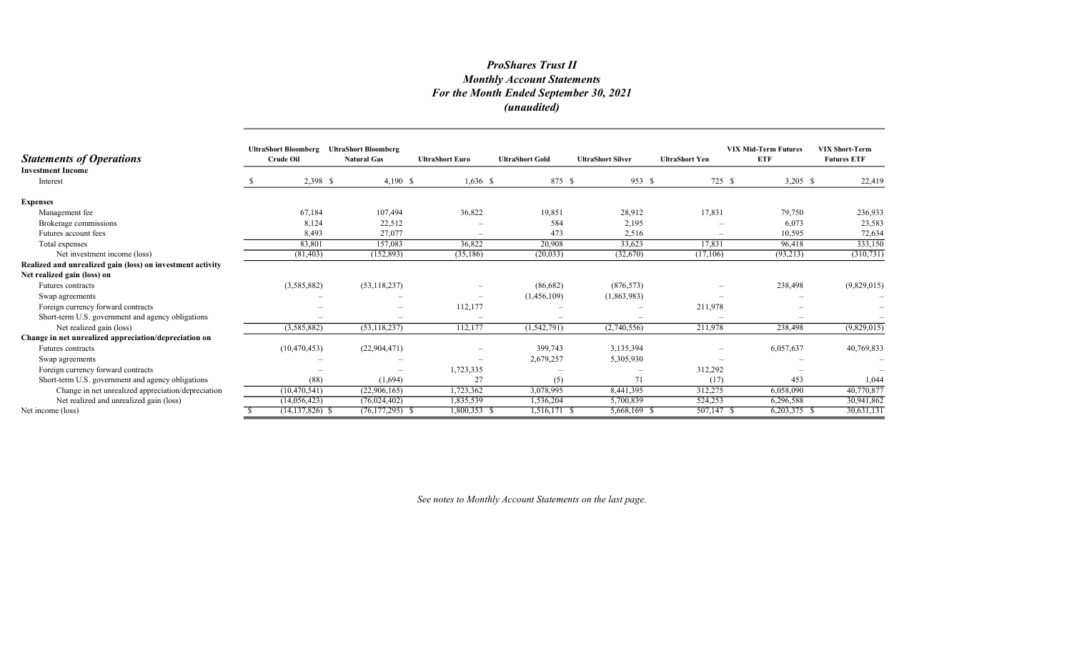# *ProShares Trust II*
## *Monthly Account Statements*
## *For the Month Ended September 30, 2021*
## *(unaudited)*

| ***Statements of Operations*** | UltraShort Bloomberg Crude Oil | UltraShort Bloomberg Natural Gas | UltraShort Euro | UltraShort Gold | UltraShort Silver | UltraShort Yen | VIX Mid-Term Futures ETF | VIX Short-Term Futures ETF |
|---|---|---|---|---|---|---|---|---|
| **Investment Income** | | | | | | | | |
| Interest | $ 2,398 | $ 4,190 | $ 1,636 | $ 875 | $ 953 | $ 725 | $ 3,205 | $ 22,419 |
| **Expenses** | | | | | | | | |
| Management fee | 67,184 | 107,494 | 36,822 | 19,851 | 28,912 | 17,831 | 79,750 | 236,933 |
| Brokerage commissions | 8,124 | 22,512 | – | 584 | 2,195 | – | 6,073 | 23,583 |
| Futures account fees | 8,493 | 27,077 | – | 473 | 2,516 | – | 10,595 | 72,634 |
| Total expenses | 83,801 | 157,083 | 36,822 | 20,908 | 33,623 | 17,831 | 96,418 | 333,150 |
| Net investment income (loss) | (81,403) | (152,893) | (35,186) | (20,033) | (32,670) | (17,106) | (93,213) | (310,731) |
| **Realized and unrealized gain (loss) on investment activity** | | | | | | | | |
| **Net realized gain (loss) on** | | | | | | | | |
| Futures contracts | (3,585,882) | (53,118,237) | – | (86,682) | (876,573) | – | 238,498 | (9,829,015) |
| Swap agreements | – | – | – | (1,456,109) | (1,863,983) | – | – | – |
| Foreign currency forward contracts | – | – | 112,177 | – | – | 211,978 | – | – |
| Short-term U.S. government and agency obligations | – | – | – | – | – | – | – | – |
| Net realized gain (loss) | (3,585,882) | (53,118,237) | 112,177 | (1,542,791) | (2,740,556) | 211,978 | 238,498 | (9,829,015) |
| **Change in net unrealized appreciation/depreciation on** | | | | | | | | |
| Futures contracts | (10,470,453) | (22,904,471) | – | 399,743 | 3,135,394 | – | 6,057,637 | 40,769,833 |
| Swap agreements | – | – | – | 2,679,257 | 5,305,930 | – | – | – |
| Foreign currency forward contracts | – | – | 1,723,335 | – | – | 312,292 | – | – |
| Short-term U.S. government and agency obligations | (88) | (1,694) | 27 | (5) | 71 | (17) | 453 | 1,044 |
| Change in net unrealized appreciation/depreciation | (10,470,541) | (22,906,165) | 1,723,362 | 3,078,995 | 8,441,395 | 312,275 | 6,058,090 | 40,770,877 |
| Net realized and unrealized gain (loss) | (14,056,423) | (76,024,402) | 1,835,539 | 1,536,204 | 5,700,839 | 524,253 | 6,296,588 | 30,941,862 |
| Net income (loss) | $ (14,137,826) | $ (76,177,295) | $ 1,800,353 | $ 1,516,171 | $ 5,668,169 | $ 507,147 | $ 6,203,375 | $ 30,631,131 |

*See notes to Monthly Account Statements on the last page.*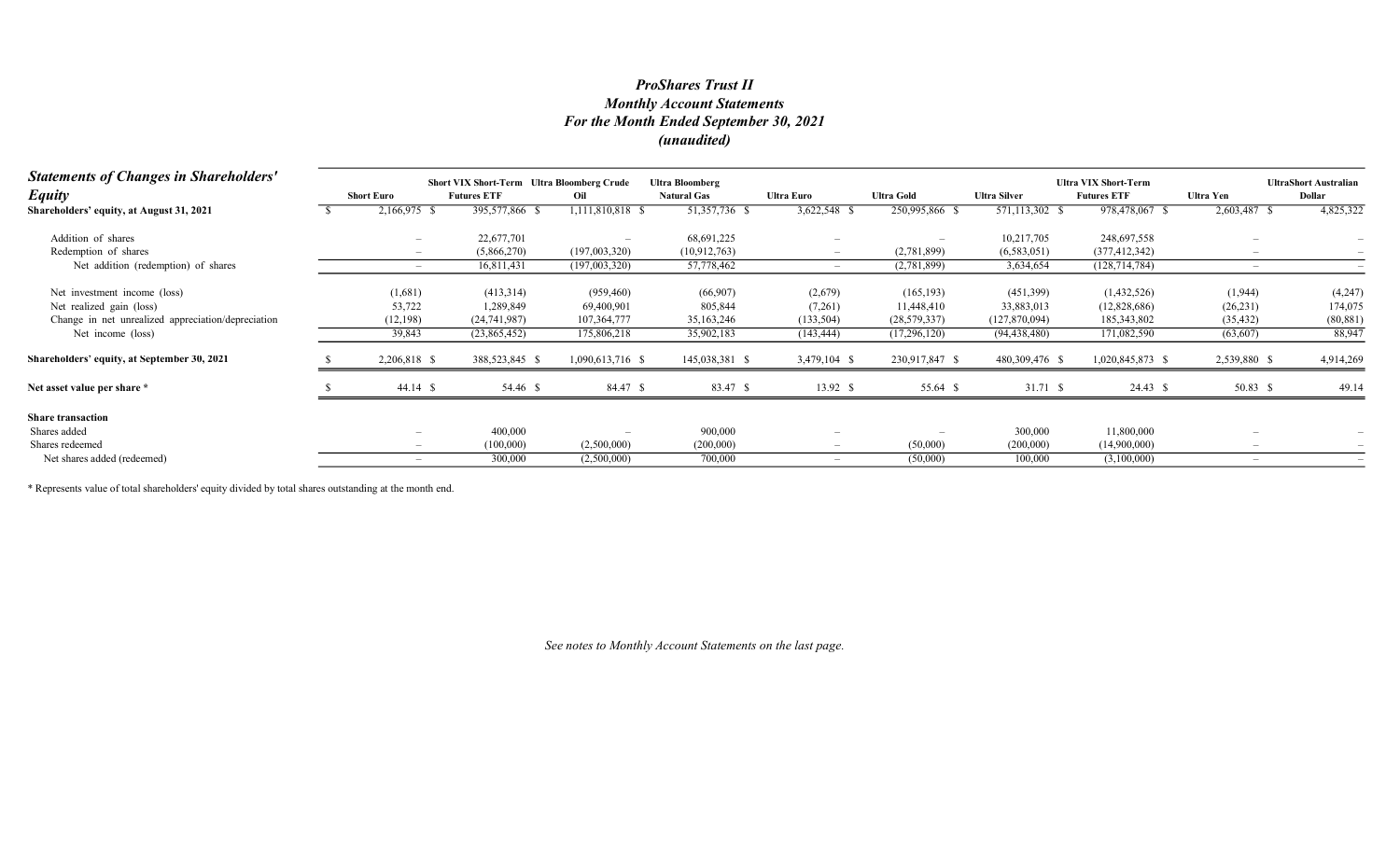# *ProShares Trust II*
## *Monthly Account Statements*
## *For the Month Ended September 30, 2021*
## *(unaudited)*

| ***Statements of Changes in Shareholders' Equity*** | Short Euro | Short VIX Short-Term Futures ETF | Ultra Bloomberg Crude Oil | Ultra Bloomberg Natural Gas | Ultra Euro | Ultra Gold | Ultra Silver | Ultra VIX Short-Term Futures ETF | Ultra Yen | UltraShort Australian Dollar |
|---|---|---|---|---|---|---|---|---|---|---|
| **Shareholders' equity, at August 31, 2021** | $ 2,166,975 | $ 395,577,866 | $ 1,111,810,818 | $ 51,357,736 | $ 3,622,548 | $ 250,995,866 | $ 571,113,302 | $ 978,478,067 | $ 2,603,487 | $ 4,825,322 |
| Addition of shares | – | 22,677,701 | – | 68,691,225 | – | – | 10,217,705 | 248,697,558 | – | – |
| Redemption of shares | – | (5,866,270) | (197,003,320) | (10,912,763) | – | (2,781,899) | (6,583,051) | (377,412,342) | – | – |
| Net addition (redemption) of shares | – | 16,811,431 | (197,003,320) | 57,778,462 | – | (2,781,899) | 3,634,654 | (128,714,784) | – | – |
| Net investment income (loss) | (1,681) | (413,314) | (959,460) | (66,907) | (2,679) | (165,193) | (451,399) | (1,432,526) | (1,944) | (4,247) |
| Net realized gain (loss) | 53,722 | 1,289,849 | 69,400,901 | 805,844 | (7,261) | 11,448,410 | 33,883,013 | (12,828,686) | (26,231) | 174,075 |
| Change in net unrealized appreciation/depreciation | (12,198) | (24,741,987) | 107,364,777 | 35,163,246 | (133,504) | (28,579,337) | (127,870,094) | 185,343,802 | (35,432) | (80,881) |
| Net income (loss) | 39,843 | (23,865,452) | 175,806,218 | 35,902,183 | (143,444) | (17,296,120) | (94,438,480) | 171,082,590 | (63,607) | 88,947 |
| **Shareholders' equity, at September 30, 2021** | $ 2,206,818 | $ 388,523,845 | $ 1,090,613,716 | $ 145,038,381 | $ 3,479,104 | $ 230,917,847 | $ 480,309,476 | $ 1,020,845,873 | $ 2,539,880 | $ 4,914,269 |
| **Net asset value per share \*** | $ 44.14 | $ 54.46 | $ 84.47 | $ 83.47 | $ 13.92 | $ 55.64 | $ 31.71 | $ 24.43 | $ 50.83 | $ 49.14 |
| **Share transaction** | | | | | | | | | | |
| Shares added | – | 400,000 | – | 900,000 | – | – | 300,000 | 11,800,000 | – | – |
| Shares redeemed | – | (100,000) | (2,500,000) | (200,000) | – | (50,000) | (200,000) | (14,900,000) | – | – |
| Net shares added (redeemed) | – | 300,000 | (2,500,000) | 700,000 | – | (50,000) | 100,000 | (3,100,000) | – | – |

\* Represents value of total shareholders' equity divided by total shares outstanding at the month end.

*See notes to Monthly Account Statements on the last page.*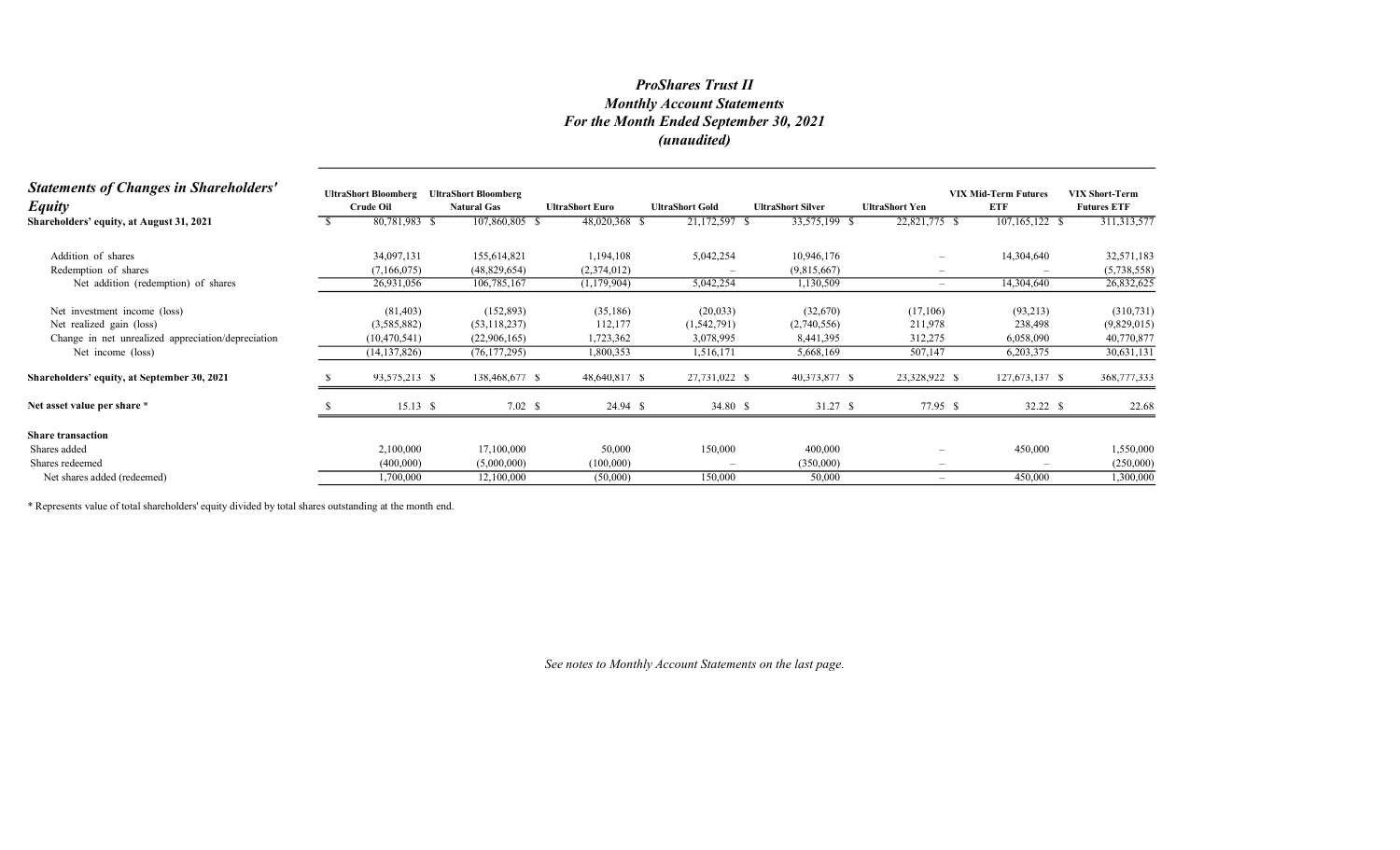# *ProShares Trust II*
## *Monthly Account Statements*
## *For the Month Ended September 30, 2021*
## *(unaudited)*

| ***Statements of Changes in Shareholders' Equity*** | UltraShort Bloomberg Crude Oil | UltraShort Bloomberg Natural Gas | UltraShort Euro | UltraShort Gold | UltraShort Silver | UltraShort Yen | VIX Mid-Term Futures ETF | VIX Short-Term Futures ETF |
|---|---|---|---|---|---|---|---|---|
| **Shareholders' equity, at August 31, 2021** | $ 80,781,983 | $ 107,860,805 | $ 48,020,368 | $ 21,172,597 | $ 33,575,199 | $ 22,821,775 | $ 107,165,122 | $ 311,313,577 |
| Addition of shares | 34,097,131 | 155,614,821 | 1,194,108 | 5,042,254 | 10,946,176 | – | 14,304,640 | 32,571,183 |
| Redemption of shares | (7,166,075) | (48,829,654) | (2,374,012) | – | (9,815,667) | – | – | (5,738,558) |
| Net addition (redemption) of shares | 26,931,056 | 106,785,167 | (1,179,904) | 5,042,254 | 1,130,509 | – | 14,304,640 | 26,832,625 |
| Net investment income (loss) | (81,403) | (152,893) | (35,186) | (20,033) | (32,670) | (17,106) | (93,213) | (310,731) |
| Net realized gain (loss) | (3,585,882) | (53,118,237) | 112,177 | (1,542,791) | (2,740,556) | 211,978 | 238,498 | (9,829,015) |
| Change in net unrealized appreciation/depreciation | (10,470,541) | (22,906,165) | 1,723,362 | 3,078,995 | 8,441,395 | 312,275 | 6,058,090 | 40,770,877 |
| Net income (loss) | (14,137,826) | (76,177,295) | 1,800,353 | 1,516,171 | 5,668,169 | 507,147 | 6,203,375 | 30,631,131 |
| **Shareholders' equity, at September 30, 2021** | $ 93,575,213 | $ 138,468,677 | $ 48,640,817 | $ 27,731,022 | $ 40,373,877 | $ 23,328,922 | $ 127,673,137 | $ 368,777,333 |
| **Net asset value per share \*** | $ 15.13 | $ 7.02 | $ 24.94 | $ 34.80 | $ 31.27 | $ 77.95 | $ 32.22 | $ 22.68 |
| **Share transaction** | | | | | | | | |
| Shares added | 2,100,000 | 17,100,000 | 50,000 | 150,000 | 400,000 | – | 450,000 | 1,550,000 |
| Shares redeemed | (400,000) | (5,000,000) | (100,000) | – | (350,000) | – | – | (250,000) |
| Net shares added (redeemed) | 1,700,000 | 12,100,000 | (50,000) | 150,000 | 50,000 | – | 450,000 | 1,300,000 |

\* Represents value of total shareholders' equity divided by total shares outstanding at the month end.

*See notes to Monthly Account Statements on the last page.*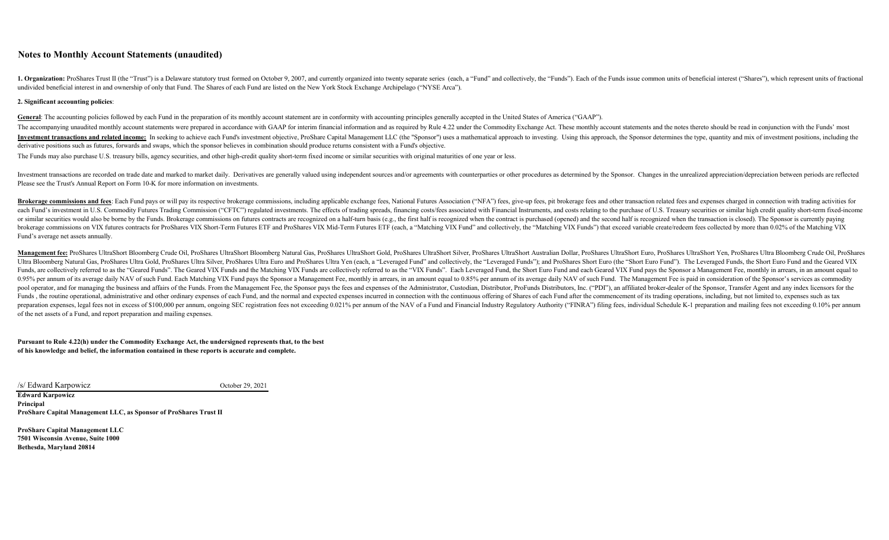## Notes to Monthly Account Statements (unaudited)

**1. Organization:** ProShares Trust II (the "Trust") is a Delaware statutory trust formed on October 9, 2007, and currently organized into twenty separate series (each, a "Fund" and collectively, the "Funds"). Each of the Funds issue common units of beneficial interest ("Shares"), which represent units of fractional undivided beneficial interest in and ownership of only that Fund. The Shares of each Fund are listed on the New York Stock Exchange Archipelago ("NYSE Arca").

**2. Significant accounting policies**:

**General**: The accounting policies followed by each Fund in the preparation of its monthly account statement are in conformity with accounting principles generally accepted in the United States of America ("GAAP").

The accompanying unaudited monthly account statements were prepared in accordance with GAAP for interim financial information and as required by Rule 4.22 under the Commodity Exchange Act. These monthly account statements and the notes thereto should be read in conjunction with the Funds' most

**Investment transactions and related income:** In seeking to achieve each Fund's investment objective, ProShare Capital Management LLC (the "Sponsor") uses a mathematical approach to investing. Using this approach, the Sponsor determines the type, quantity and mix of investment positions, including the derivative positions such as futures, forwards and swaps, which the sponsor believes in combination should produce returns consistent with a Fund's objective.

The Funds may also purchase U.S. treasury bills, agency securities, and other high-credit quality short-term fixed income or similar securities with original maturities of one year or less.

Investment transactions are recorded on trade date and marked to market daily. Derivatives are generally valued using independent sources and/or agreements with counterparties or other procedures as determined by the Sponsor. Changes in the unrealized appreciation/depreciation between periods are reflected

Please see the Trust's Annual Report on Form 10-K for more information on investments.

**Brokerage commissions and fees**: Each Fund pays or will pay its respective brokerage commissions, including applicable exchange fees, National Futures Association ("NFA") fees, give-up fees, pit brokerage fees and other transaction related fees and expenses charged in connection with trading activities for each Fund's investment in U.S. Commodity Futures Trading Commission ("CFTC") regulated investments. The effects of trading spreads, financing costs/fees associated with Financial Instruments, and costs relating to the purchase of U.S. Treasury securities or similar high credit quality short-term fixed-income or similar securities would also be borne by the Funds. Brokerage commissions on futures contracts are recognized on a half-turn basis (e.g., the first half is recognized when the contract is purchased (opened) and the second half is recognized when the transaction is closed). The Sponsor is currently paying brokerage commissions on VIX futures contracts for ProShares VIX Short-Term Futures ETF and ProShares VIX Mid-Term Futures ETF (each, a "Matching VIX Fund" and collectively, the "Matching VIX Funds") that exceed variable create/redeem fees collected by more than 0.02% of the Matching VIX Fund's average net assets annually.

**Management fee:** ProShares UltraShort Bloomberg Crude Oil, ProShares UltraShort Bloomberg Natural Gas, ProShares UltraShort Gold, ProShares UltraShort Silver, ProShares UltraShort Australian Dollar, ProShares UltraShort Euro, ProShares UltraShort Yen, ProShares Ultra Bloomberg Crude Oil, ProShares Ultra Bloomberg Natural Gas, ProShares Ultra Gold, ProShares Ultra Silver, ProShares Ultra Euro and ProShares Ultra Yen (each, a "Leveraged Fund" and collectively, the "Leveraged Funds"); and ProShares Short Euro (the "Short Euro Fund"). The Leveraged Funds, the Short Euro Fund and the Geared VIX Funds, are collectively referred to as the "Geared Funds". The Geared VIX Funds and the Matching VIX Funds are collectively referred to as the "VIX Funds". Each Leveraged Fund, the Short Euro Fund and each Geared VIX Fund pays the Sponsor a Management Fee, monthly in arrears, in an amount equal to 0.95% per annum of its average daily NAV of such Fund. Each Matching VIX Fund pays the Sponsor a Management Fee, monthly in arrears, in an amount equal to 0.85% per annum of its average daily NAV of such Fund. The Management Fee is paid in consideration of the Sponsor's services as commodity pool operator, and for managing the business and affairs of the Funds. From the Management Fee, the Sponsor pays the fees and expenses of the Administrator, Custodian, Distributor, ProFunds Distributors, Inc. ("PDI"), an affiliated broker-dealer of the Sponsor, Transfer Agent and any index licensors for the Funds , the routine operational, administrative and other ordinary expenses of each Fund, and the normal and expected expenses incurred in connection with the continuous offering of Shares of each Fund after the commencement of its trading operations, including, but not limited to, expenses such as tax preparation expenses, legal fees not in excess of $100,000 per annum, ongoing SEC registration fees not exceeding 0.021% per annum of the NAV of a Fund and Financial Industry Regulatory Authority ("FINRA") filing fees, individual Schedule K-1 preparation and mailing fees not exceeding 0.10% per annum of the net assets of a Fund, and report preparation and mailing expenses.

**Pursuant to Rule 4.22(h) under the Commodity Exchange Act, the undersigned represents that, to the best of his knowledge and belief, the information contained in these reports is accurate and complete.**

/s/ Edward Karpowicz    October 29, 2021

**Edward Karpowicz**
**Principal**
**ProShare Capital Management LLC, as Sponsor of ProShares Trust II**

**ProShare Capital Management LLC**
**7501 Wisconsin Avenue, Suite 1000**
**Bethesda, Maryland 20814**